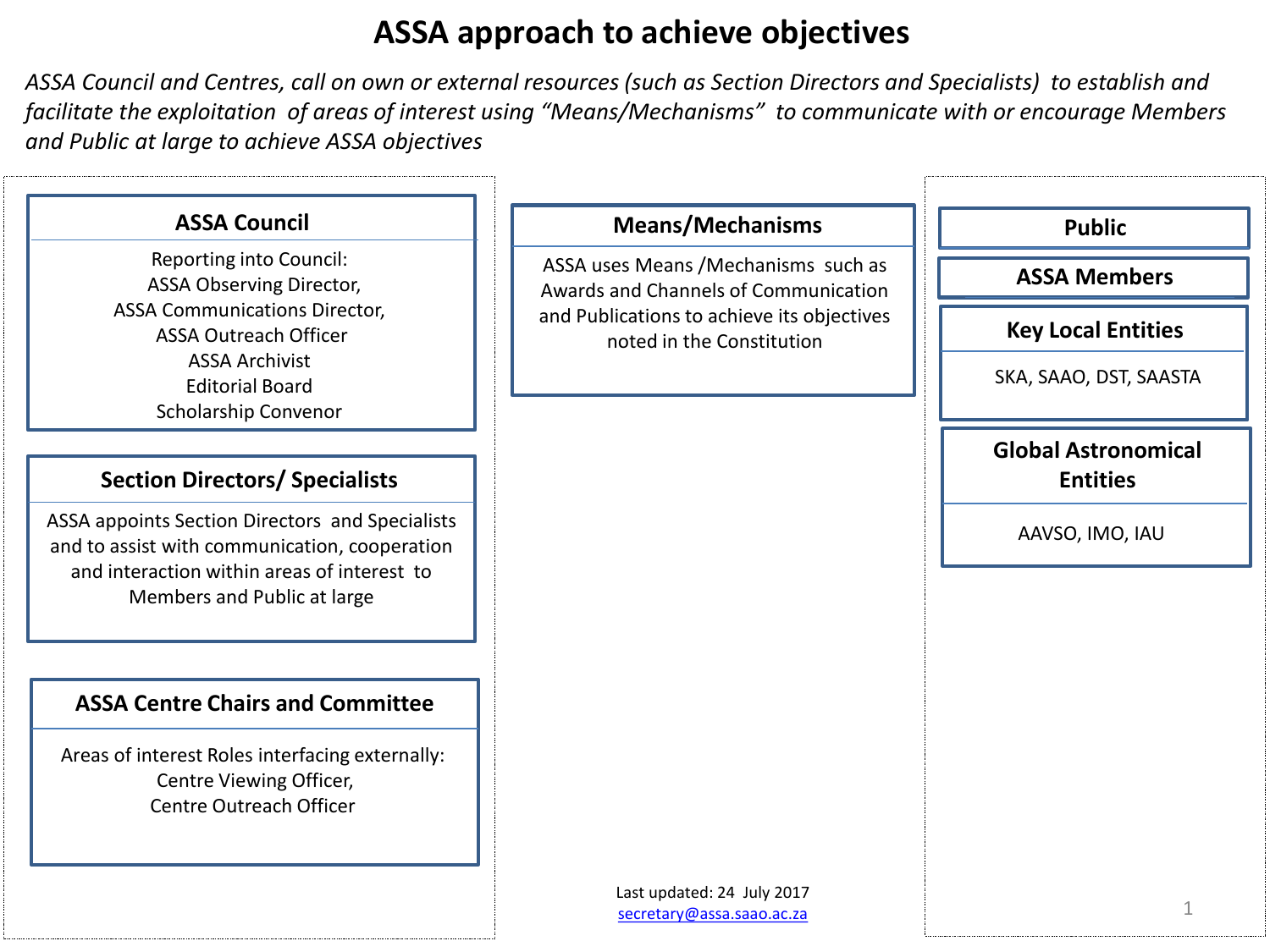# ASSA approach to achieve objectives

*ASSA Council and Centres, call on own or external resources (such as Section Directors and Specialists) to establish and facilitate the exploitation of areas of interest using "Means/Mechanisms" to communicate with or encourage Members and Public at large to achieve ASSA objectives*

### ASSA Council

Reporting into Council:
ASSA Observing Director,
ASSA Communications Director,
ASSA Outreach Officer
ASSA Archivist
Editorial Board
Scholarship Convenor

### Section Directors/ Specialists

ASSA appoints Section Directors and Specialists and to assist with communication, cooperation and interaction within areas of interest to Members and Public at large

### ASSA Centre Chairs and Committee

Areas of interest Roles interfacing externally:
Centre Viewing Officer,
Centre Outreach Officer

### Means/Mechanisms

ASSA uses Means /Mechanisms such as Awards and Channels of Communication and Publications to achieve its objectives noted in the Constitution

### Public

### ASSA Members

### Key Local Entities

SKA, SAAO, DST, SAASTA

### Global Astronomical Entities

AAVSO, IMO, IAU

Last updated: 24 July 2017
secretary@assa.saao.ac.za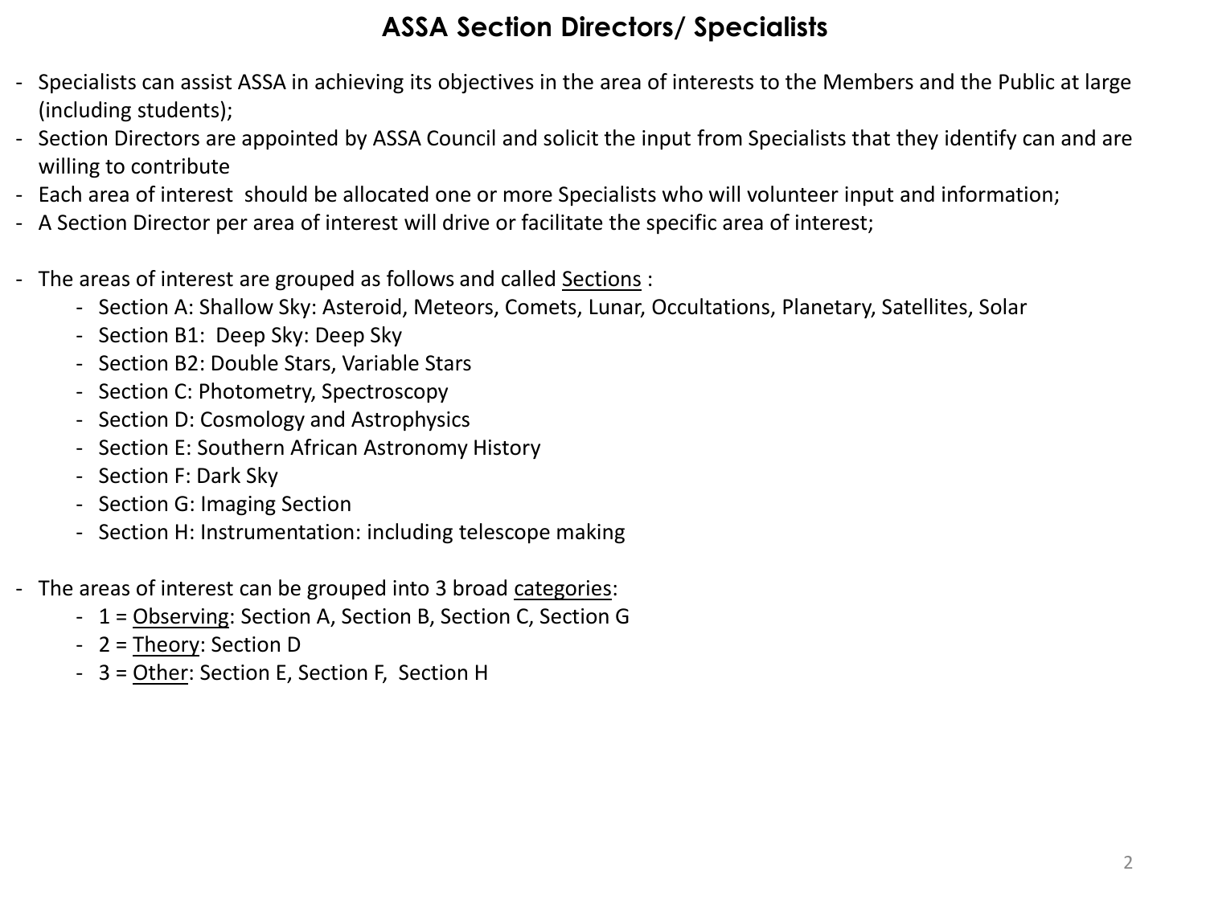# ASSA Section Directors/ Specialists

- Specialists can assist ASSA in achieving its objectives in the area of interests to the Members and the Public at large (including students);
- Section Directors are appointed by ASSA Council and solicit the input from Specialists that they identify can and are willing to contribute
- Each area of interest should be allocated one or more Specialists who will volunteer input and information;
- A Section Director per area of interest will drive or facilitate the specific area of interest;

- The areas of interest are grouped as follows and called <u>Sections</u> :
    - Section A: Shallow Sky: Asteroid, Meteors, Comets, Lunar, Occultations, Planetary, Satellites, Solar
    - Section B1: Deep Sky: Deep Sky
    - Section B2: Double Stars, Variable Stars
    - Section C: Photometry, Spectroscopy
    - Section D: Cosmology and Astrophysics
    - Section E: Southern African Astronomy History
    - Section F: Dark Sky
    - Section G: Imaging Section
    - Section H: Instrumentation: including telescope making

- The areas of interest can be grouped into 3 broad <u>categories</u>:
    - 1 = <u>Observing</u>: Section A, Section B, Section C, Section G
    - 2 = <u>Theory</u>: Section D
    - 3 = <u>Other</u>: Section E, Section F, Section H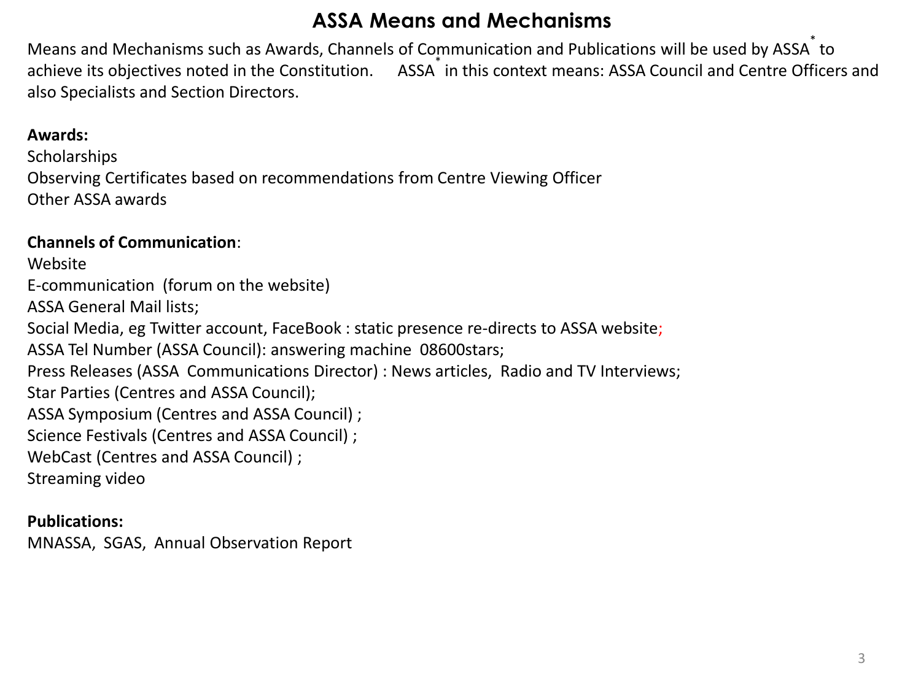# ASSA Means and Mechanisms

Means and Mechanisms such as Awards, Channels of Communication and Publications will be used by ASSA* to achieve its objectives noted in the Constitution. ASSA* in this context means: ASSA Council and Centre Officers and also Specialists and Section Directors.

**Awards:**
Scholarships
Observing Certificates based on recommendations from Centre Viewing Officer
Other ASSA awards

**Channels of Communication**:
Website
E-communication (forum on the website)
ASSA General Mail lists;
Social Media, eg Twitter account, FaceBook : static presence re-directs to ASSA website;
ASSA Tel Number (ASSA Council): answering machine 08600stars;
Press Releases (ASSA Communications Director) : News articles, Radio and TV Interviews;
Star Parties (Centres and ASSA Council);
ASSA Symposium (Centres and ASSA Council) ;
Science Festivals (Centres and ASSA Council) ;
WebCast (Centres and ASSA Council) ;
Streaming video

**Publications:**
MNASSA, SGAS, Annual Observation Report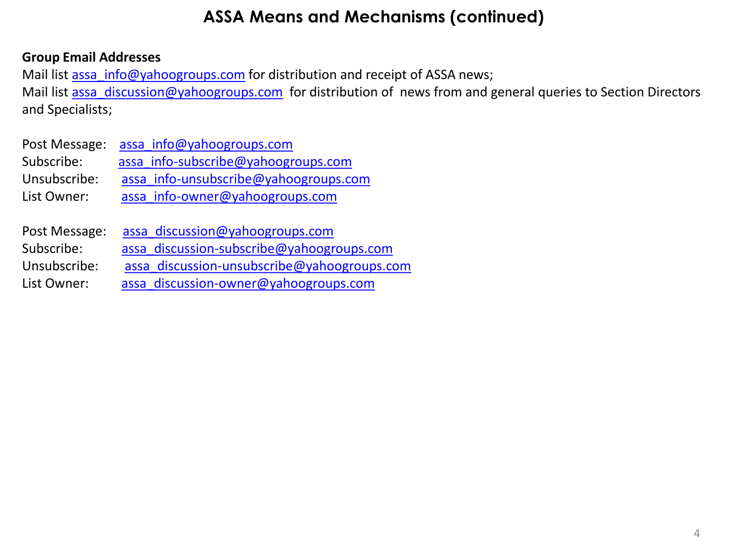# ASSA Means and Mechanisms (continued)

**Group Email Addresses**

Mail list assa_info@yahoogroups.com for distribution and receipt of ASSA news;
Mail list assa_discussion@yahoogroups.com for distribution of news from and general queries to Section Directors and Specialists;

Post Message: assa_info@yahoogroups.com
Subscribe: assa_info-subscribe@yahoogroups.com
Unsubscribe: assa_info-unsubscribe@yahoogroups.com
List Owner: assa_info-owner@yahoogroups.com

Post Message: assa_discussion@yahoogroups.com
Subscribe: assa_discussion-subscribe@yahoogroups.com
Unsubscribe: assa_discussion-unsubscribe@yahoogroups.com
List Owner: assa_discussion-owner@yahoogroups.com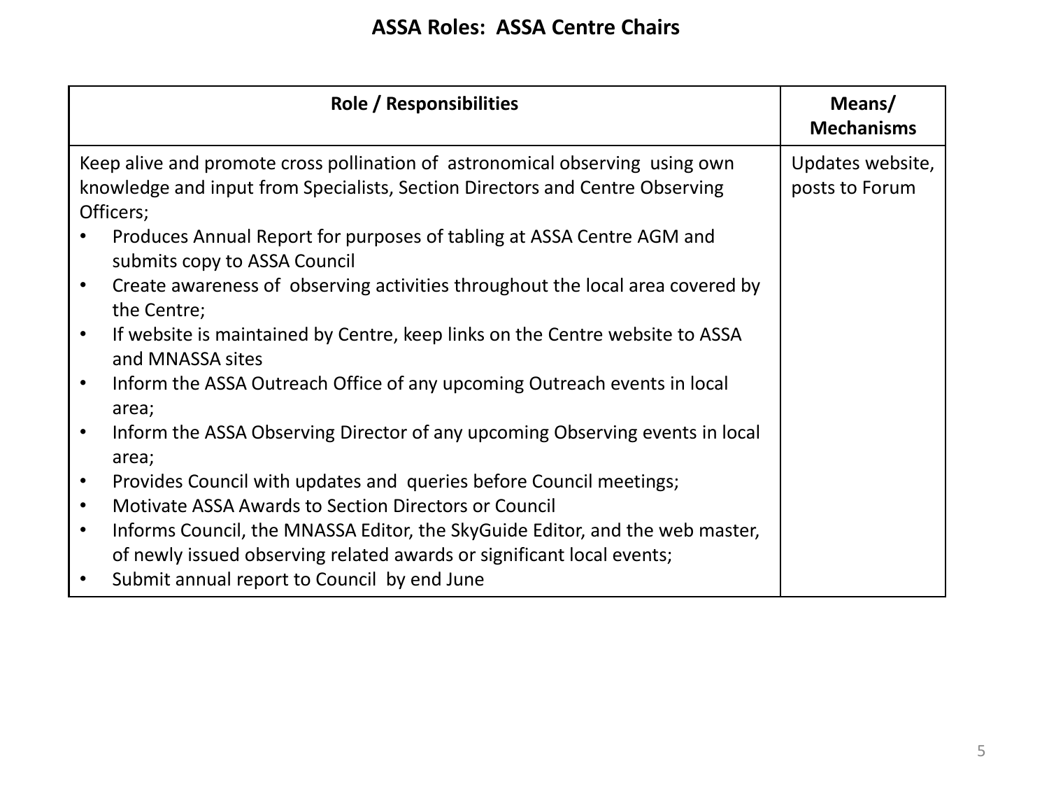# ASSA Roles: ASSA Centre Chairs

| Role / Responsibilities | Means/ Mechanisms |
|---|---|
| Keep alive and promote cross pollination of astronomical observing using own knowledge and input from Specialists, Section Directors and Centre Observing Officers;<br>• Produces Annual Report for purposes of tabling at ASSA Centre AGM and submits copy to ASSA Council<br>• Create awareness of observing activities throughout the local area covered by the Centre;<br>• If website is maintained by Centre, keep links on the Centre website to ASSA and MNASSA sites<br>• Inform the ASSA Outreach Office of any upcoming Outreach events in local area;<br>• Inform the ASSA Observing Director of any upcoming Observing events in local area;<br>• Provides Council with updates and queries before Council meetings;<br>• Motivate ASSA Awards to Section Directors or Council<br>• Informs Council, the MNASSA Editor, the SkyGuide Editor, and the web master, of newly issued observing related awards or significant local events;<br>• Submit annual report to Council by end June | Updates website, posts to Forum |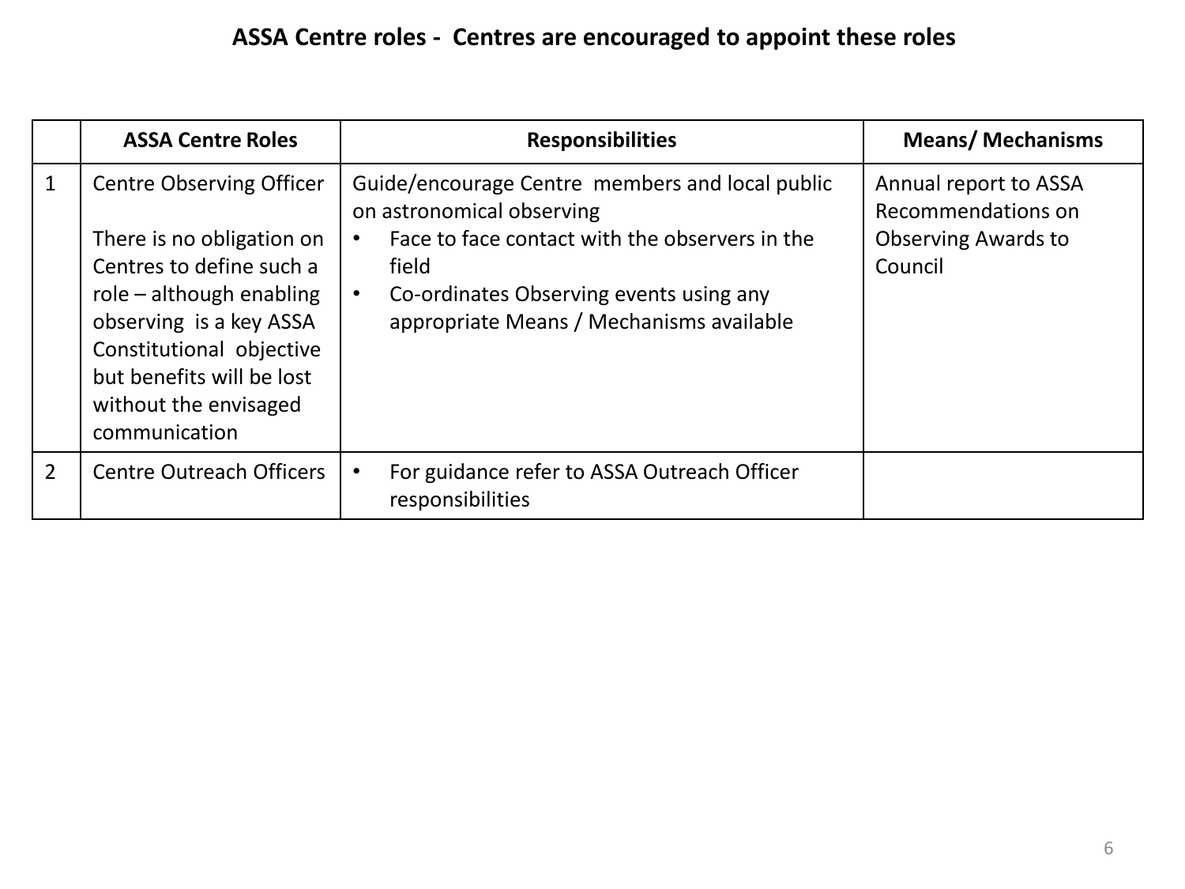## ASSA Centre roles - Centres are encouraged to appoint these roles

| | ASSA Centre Roles | Responsibilities | Means/ Mechanisms |
|---|---|---|---|
| 1 | Centre Observing Officer<br><br>There is no obligation on Centres to define such a role – although enabling observing is a key ASSA Constitutional objective but benefits will be lost without the envisaged communication | Guide/encourage Centre members and local public on astronomical observing<br>• Face to face contact with the observers in the field<br>• Co-ordinates Observing events using any appropriate Means / Mechanisms available | Annual report to ASSA Recommendations on Observing Awards to Council |
| 2 | Centre Outreach Officers | • For guidance refer to ASSA Outreach Officer responsibilities | |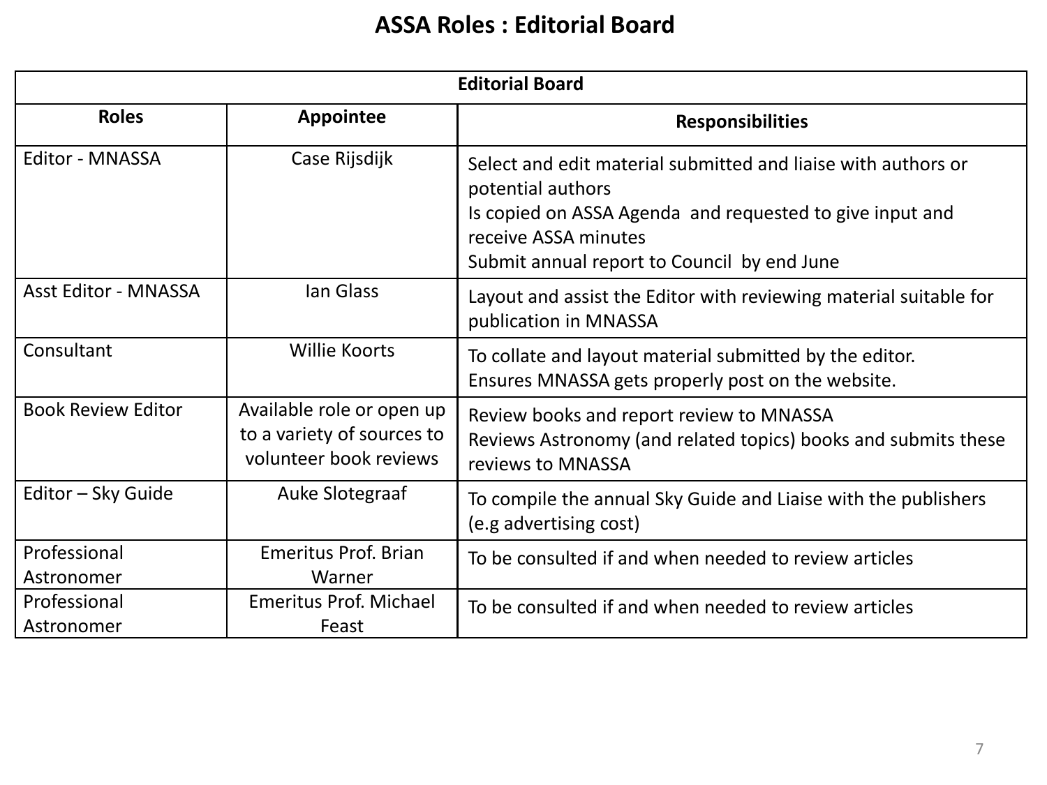# ASSA Roles : Editorial Board

| Editorial Board | | |
|---|---|---|
| **Roles** | **Appointee** | **Responsibilities** |
| Editor - MNASSA | Case Rijsdijk | Select and edit material submitted and liaise with authors or potential authors<br>Is copied on ASSA Agenda and requested to give input and receive ASSA minutes<br>Submit annual report to Council by end June |
| Asst Editor - MNASSA | Ian Glass | Layout and assist the Editor with reviewing material suitable for publication in MNASSA |
| Consultant | Willie Koorts | To collate and layout material submitted by the editor.<br>Ensures MNASSA gets properly post on the website. |
| Book Review Editor | Available role or open up to a variety of sources to volunteer book reviews | Review books and report review to MNASSA<br>Reviews Astronomy (and related topics) books and submits these reviews to MNASSA |
| Editor – Sky Guide | Auke Slotegraaf | To compile the annual Sky Guide and Liaise with the publishers (e.g advertising cost) |
| Professional Astronomer | Emeritus Prof. Brian Warner | To be consulted if and when needed to review articles |
| Professional Astronomer | Emeritus Prof. Michael Feast | To be consulted if and when needed to review articles |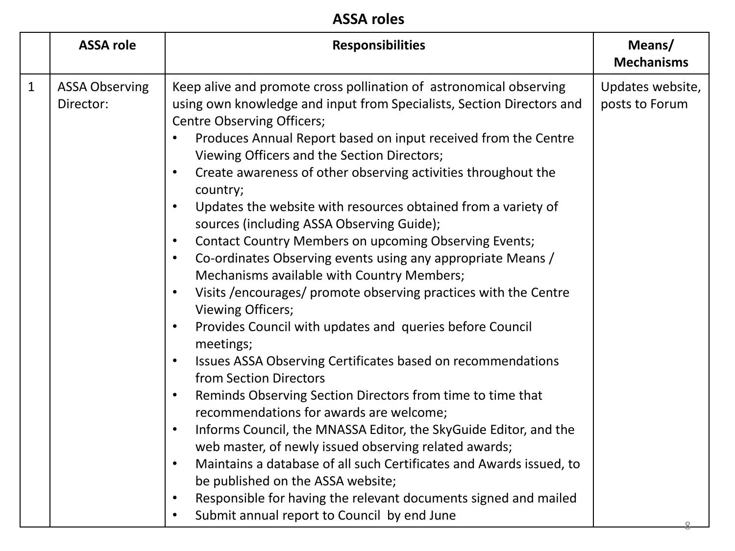## ASSA roles

| | ASSA role | Responsibilities | Means/ Mechanisms |
|---|---|---|---|
| 1 | ASSA Observing Director: | Keep alive and promote cross pollination of astronomical observing using own knowledge and input from Specialists, Section Directors and Centre Observing Officers;<br>• Produces Annual Report based on input received from the Centre Viewing Officers and the Section Directors;<br>• Create awareness of other observing activities throughout the country;<br>• Updates the website with resources obtained from a variety of sources (including ASSA Observing Guide);<br>• Contact Country Members on upcoming Observing Events;<br>• Co-ordinates Observing events using any appropriate Means / Mechanisms available with Country Members;<br>• Visits /encourages/ promote observing practices with the Centre Viewing Officers;<br>• Provides Council with updates and queries before Council meetings;<br>• Issues ASSA Observing Certificates based on recommendations from Section Directors<br>• Reminds Observing Section Directors from time to time that recommendations for awards are welcome;<br>• Informs Council, the MNASSA Editor, the SkyGuide Editor, and the web master, of newly issued observing related awards;<br>• Maintains a database of all such Certificates and Awards issued, to be published on the ASSA website;<br>• Responsible for having the relevant documents signed and mailed<br>• Submit annual report to Council by end June | Updates website, posts to Forum |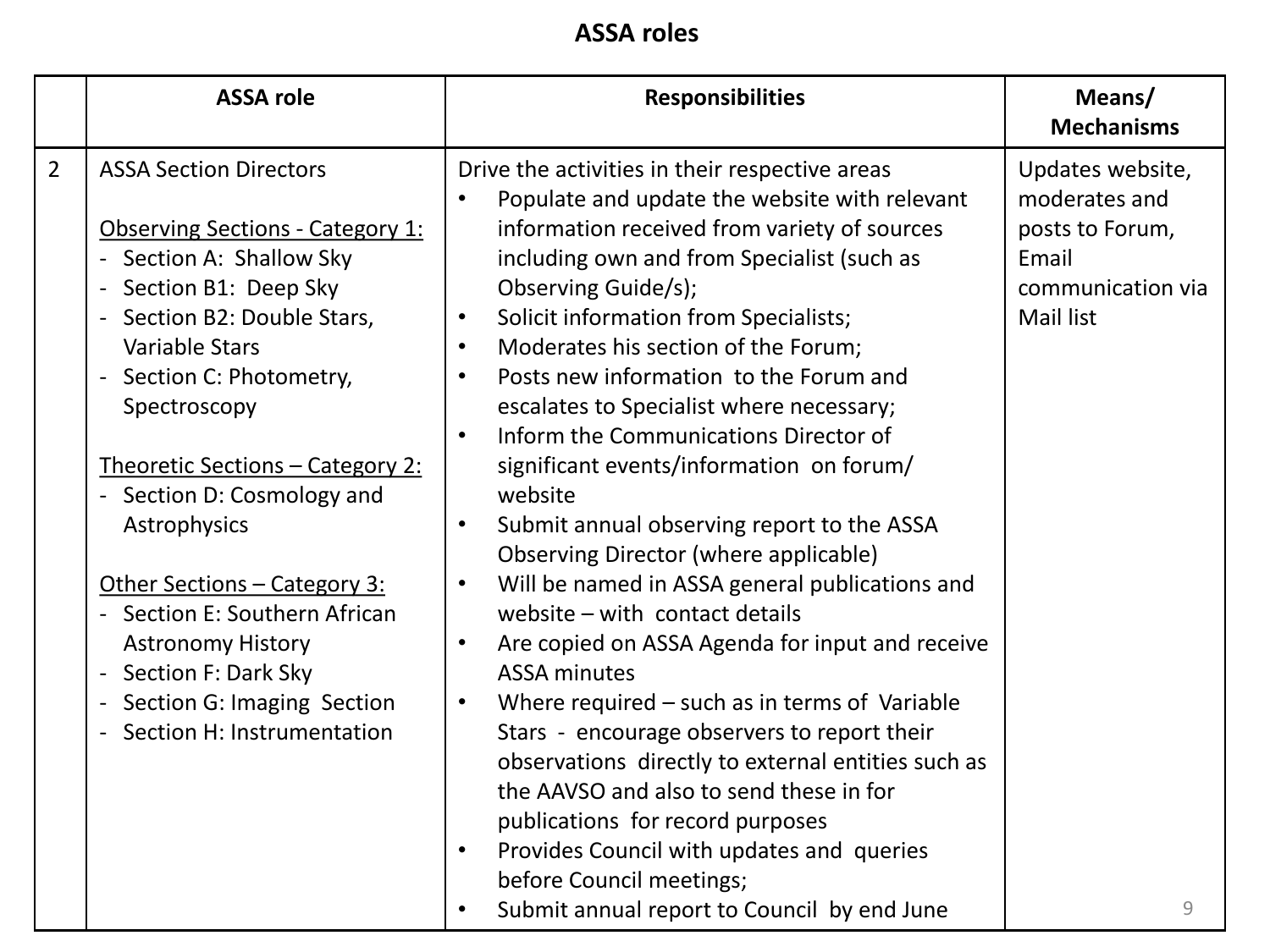# ASSA roles

| | ASSA role | Responsibilities | Means/ Mechanisms |
|---|---|---|---|
| 2 | ASSA Section Directors<br><br><u>Observing Sections - Category 1:</u><br>- Section A: Shallow Sky<br>- Section B1: Deep Sky<br>- Section B2: Double Stars, Variable Stars<br>- Section C: Photometry, Spectroscopy<br><br><u>Theoretic Sections – Category 2:</u><br>- Section D: Cosmology and Astrophysics<br><br><u>Other Sections – Category 3:</u><br>- Section E: Southern African Astronomy History<br>- Section F: Dark Sky<br>- Section G: Imaging Section<br>- Section H: Instrumentation | Drive the activities in their respective areas<br>• Populate and update the website with relevant information received from variety of sources including own and from Specialist (such as Observing Guide/s);<br>• Solicit information from Specialists;<br>• Moderates his section of the Forum;<br>• Posts new information to the Forum and escalates to Specialist where necessary;<br>• Inform the Communications Director of significant events/information on forum/ website<br>• Submit annual observing report to the ASSA Observing Director (where applicable)<br>• Will be named in ASSA general publications and website – with contact details<br>• Are copied on ASSA Agenda for input and receive ASSA minutes<br>• Where required – such as in terms of Variable Stars - encourage observers to report their observations directly to external entities such as the AAVSO and also to send these in for publications for record purposes<br>• Provides Council with updates and queries before Council meetings;<br>• Submit annual report to Council by end June | Updates website, moderates and posts to Forum, Email communication via Mail list |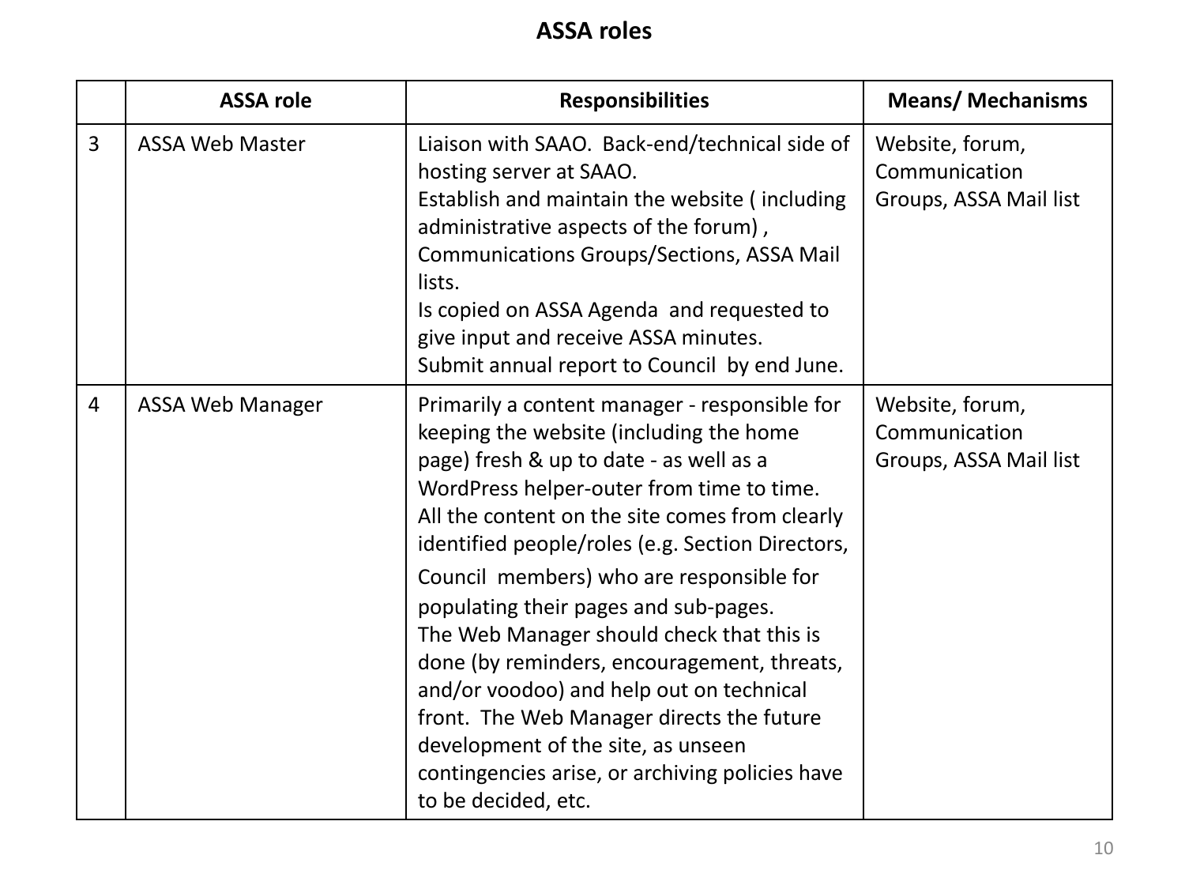# ASSA roles

| | ASSA role | Responsibilities | Means/ Mechanisms |
|---|---|---|---|
| 3 | ASSA Web Master | Liaison with SAAO. Back-end/technical side of hosting server at SAAO.<br>Establish and maintain the website ( including administrative aspects of the forum) , Communications Groups/Sections, ASSA Mail lists.<br>Is copied on ASSA Agenda and requested to give input and receive ASSA minutes.<br>Submit annual report to Council by end June. | Website, forum, Communication Groups, ASSA Mail list |
| 4 | ASSA Web Manager | Primarily a content manager - responsible for keeping the website (including the home page) fresh & up to date - as well as a WordPress helper-outer from time to time.<br>All the content on the site comes from clearly identified people/roles (e.g. Section Directors, Council members) who are responsible for populating their pages and sub-pages.<br>The Web Manager should check that this is done (by reminders, encouragement, threats, and/or voodoo) and help out on technical front. The Web Manager directs the future development of the site, as unseen contingencies arise, or archiving policies have to be decided, etc. | Website, forum, Communication Groups, ASSA Mail list |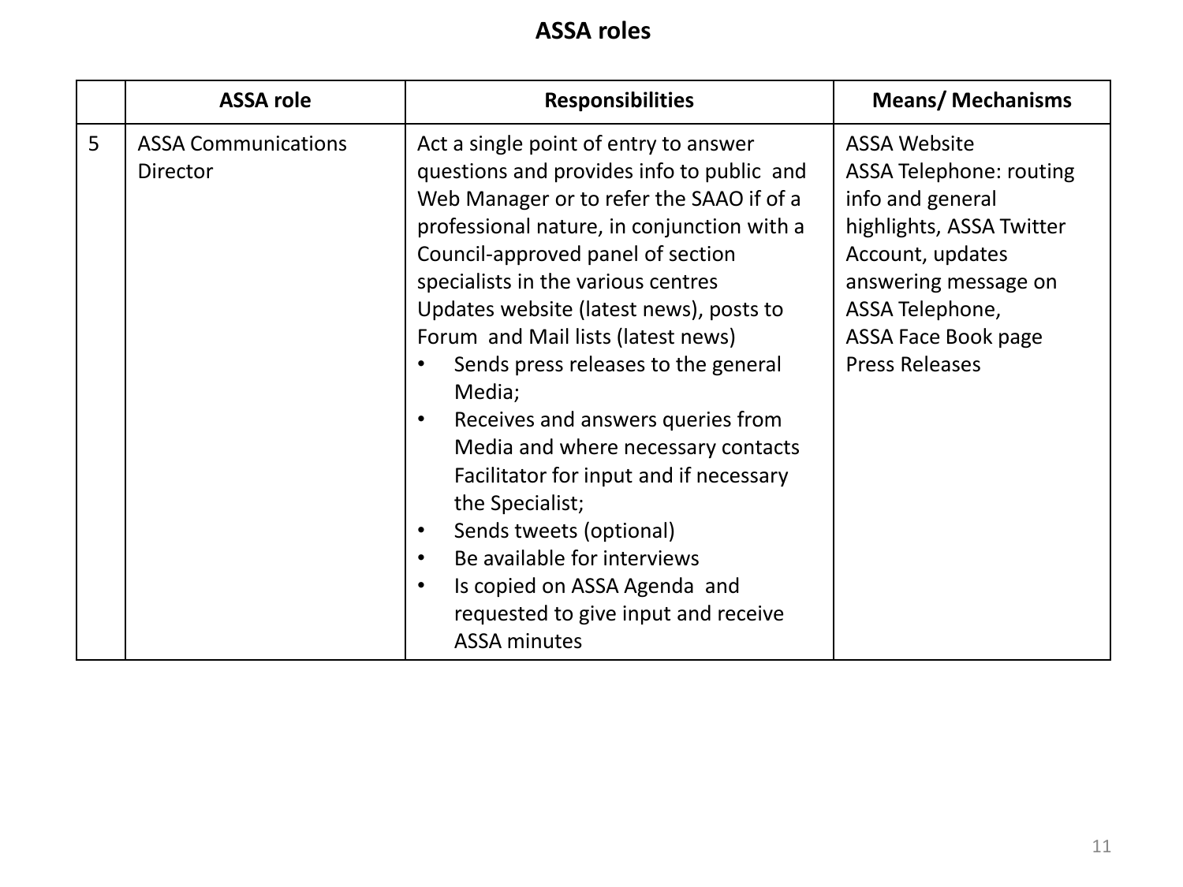# ASSA roles

| | ASSA role | Responsibilities | Means/ Mechanisms |
|---|---|---|---|
| 5 | ASSA Communications Director | Act a single point of entry to answer questions and provides info to public and Web Manager or to refer the SAAO if of a professional nature, in conjunction with a Council-approved panel of section specialists in the various centres<br>Updates website (latest news), posts to Forum and Mail lists (latest news)<br>• Sends press releases to the general Media;<br>• Receives and answers queries from Media and where necessary contacts Facilitator for input and if necessary the Specialist;<br>• Sends tweets (optional)<br>• Be available for interviews<br>• Is copied on ASSA Agenda and requested to give input and receive ASSA minutes | ASSA Website<br>ASSA Telephone: routing info and general highlights, ASSA Twitter Account, updates answering message on ASSA Telephone,<br>ASSA Face Book page<br>Press Releases |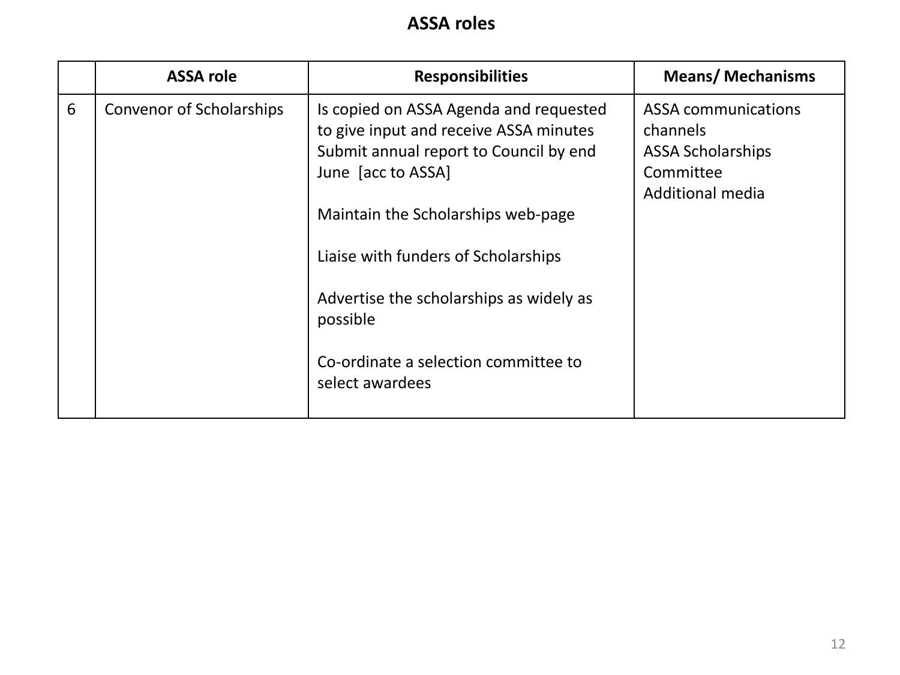# ASSA roles

| | ASSA role | Responsibilities | Means/ Mechanisms |
|---|---|---|---|
| 6 | Convenor of Scholarships | Is copied on ASSA Agenda and requested to give input and receive ASSA minutes<br>Submit annual report to Council by end June [acc to ASSA]<br><br>Maintain the Scholarships web-page<br><br>Liaise with funders of Scholarships<br><br>Advertise the scholarships as widely as possible<br><br>Co-ordinate a selection committee to select awardees | ASSA communications channels<br>ASSA Scholarships Committee<br>Additional media |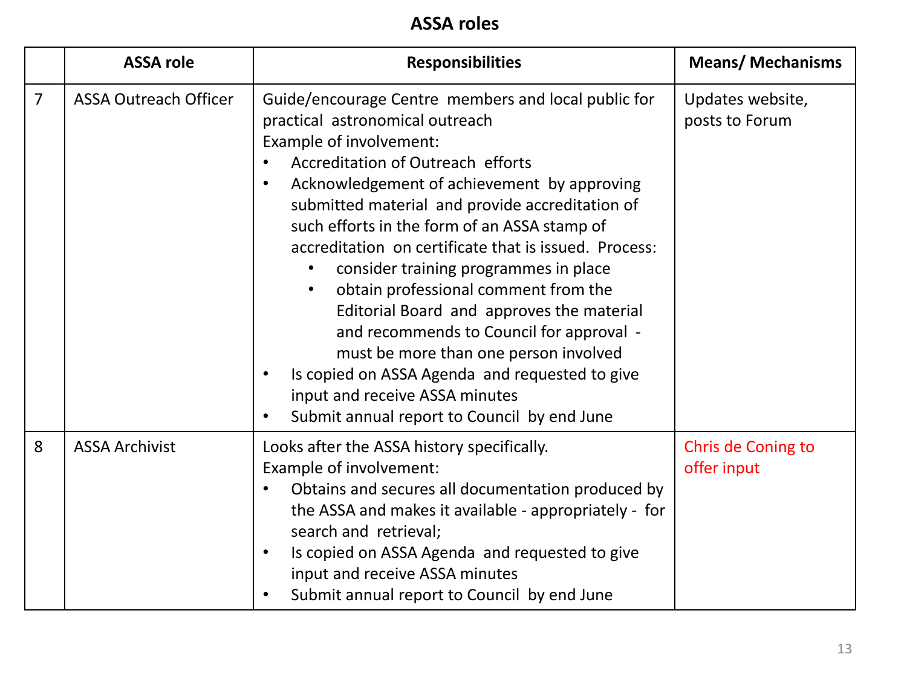# ASSA roles

| | ASSA role | Responsibilities | Means/ Mechanisms |
|---|---|---|---|
| 7 | ASSA Outreach Officer | Guide/encourage Centre members and local public for practical astronomical outreach<br>Example of involvement:<br>• Accreditation of Outreach efforts<br>• Acknowledgement of achievement by approving submitted material and provide accreditation of such efforts in the form of an ASSA stamp of accreditation on certificate that is issued. Process:<br>&nbsp;&nbsp;&nbsp;&nbsp;• consider training programmes in place<br>&nbsp;&nbsp;&nbsp;&nbsp;• obtain professional comment from the Editorial Board and approves the material and recommends to Council for approval - must be more than one person involved<br>• Is copied on ASSA Agenda and requested to give input and receive ASSA minutes<br>• Submit annual report to Council by end June | Updates website, posts to Forum |
| 8 | ASSA Archivist | Looks after the ASSA history specifically.<br>Example of involvement:<br>• Obtains and secures all documentation produced by the ASSA and makes it available - appropriately - for search and retrieval;<br>• Is copied on ASSA Agenda and requested to give input and receive ASSA minutes<br>• Submit annual report to Council by end June | Chris de Coning to offer input |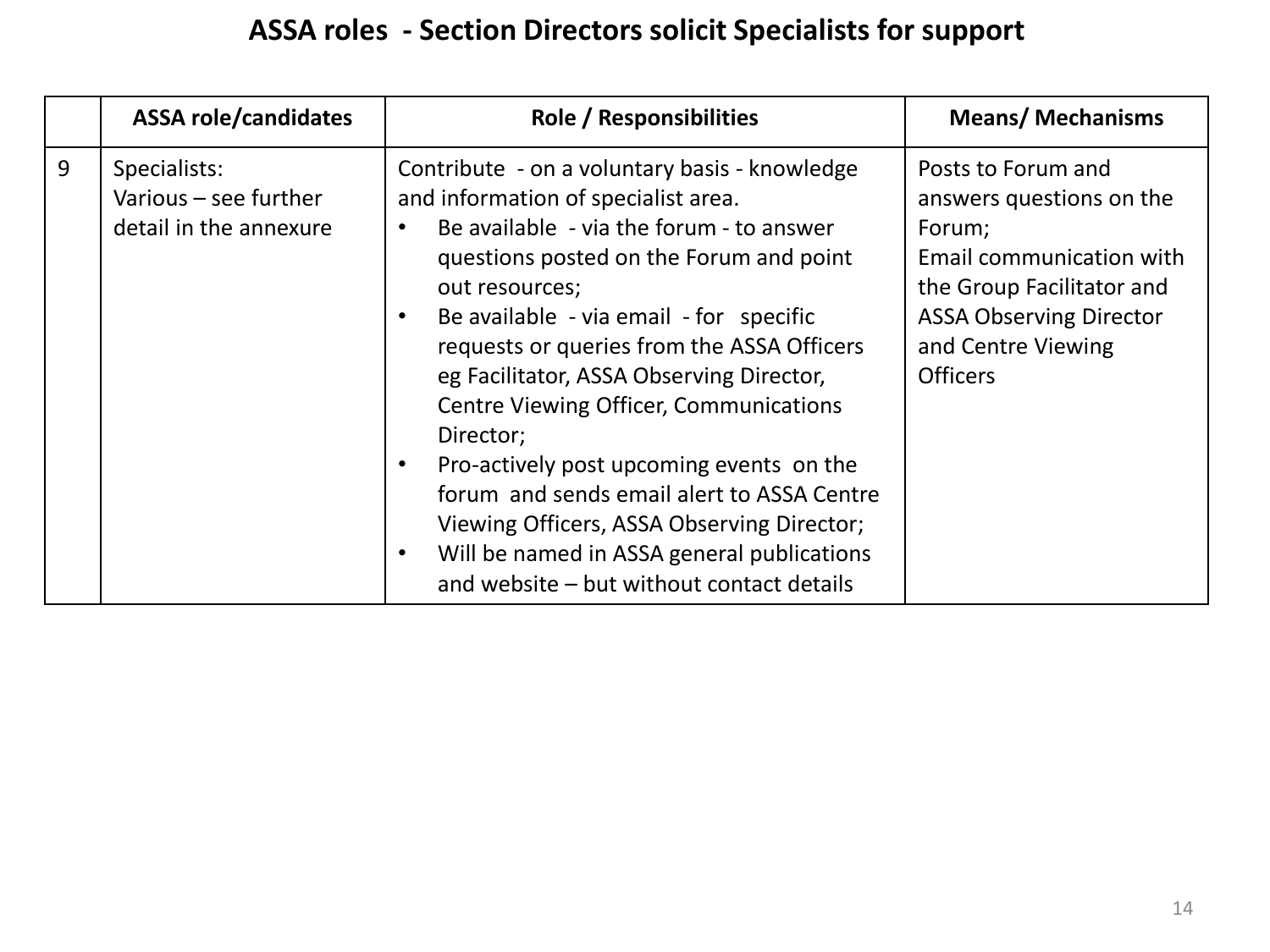# ASSA roles - Section Directors solicit Specialists for support

| | ASSA role/candidates | Role / Responsibilities | Means/ Mechanisms |
|---|---|---|---|
| 9 | Specialists:<br>Various – see further detail in the annexure | Contribute - on a voluntary basis - knowledge and information of specialist area.<br>• Be available - via the forum - to answer questions posted on the Forum and point out resources;<br>• Be available - via email - for specific requests or queries from the ASSA Officers eg Facilitator, ASSA Observing Director, Centre Viewing Officer, Communications Director;<br>• Pro-actively post upcoming events on the forum and sends email alert to ASSA Centre Viewing Officers, ASSA Observing Director;<br>• Will be named in ASSA general publications and website – but without contact details | Posts to Forum and answers questions on the Forum;<br>Email communication with the Group Facilitator and ASSA Observing Director and Centre Viewing Officers |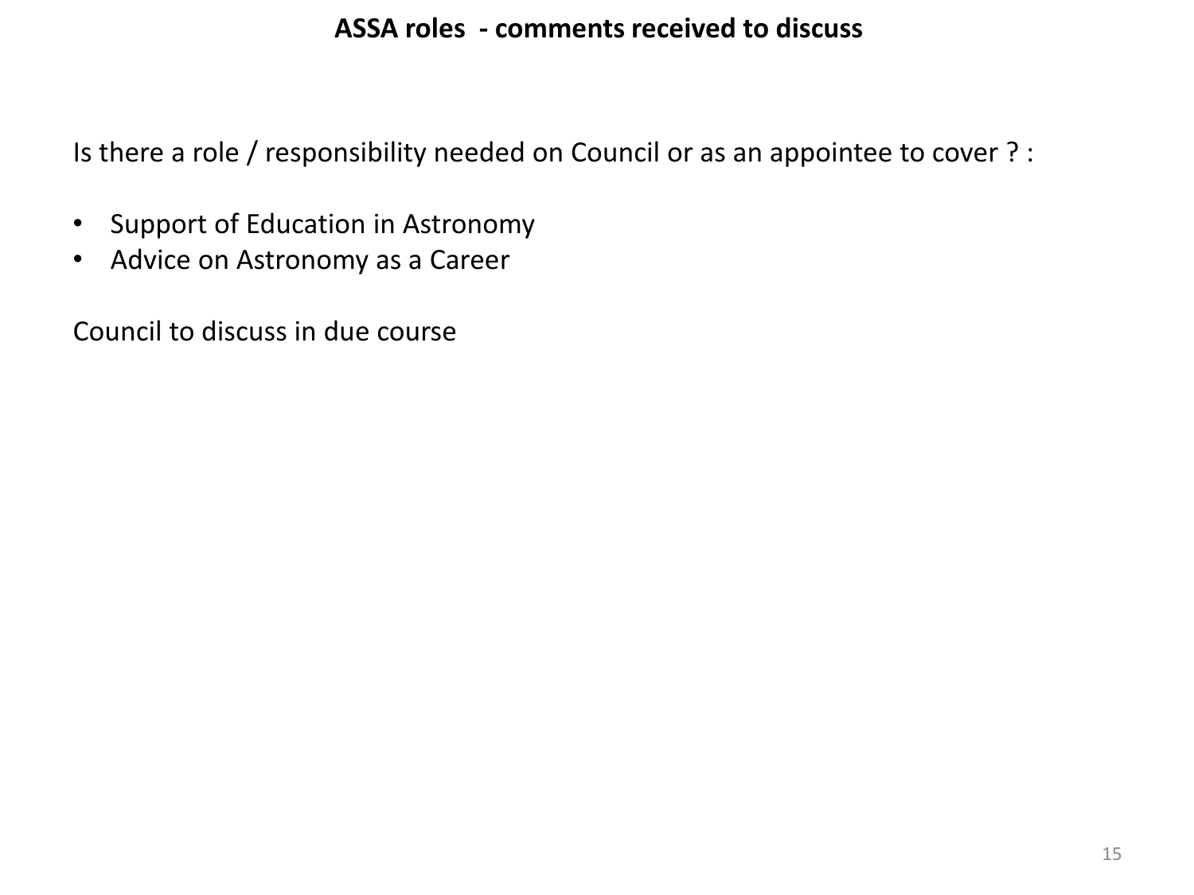# ASSA roles - comments received to discuss

Is there a role / responsibility needed on Council or as an appointee to cover ? :

- Support of Education in Astronomy
- Advice on Astronomy as a Career

Council to discuss in due course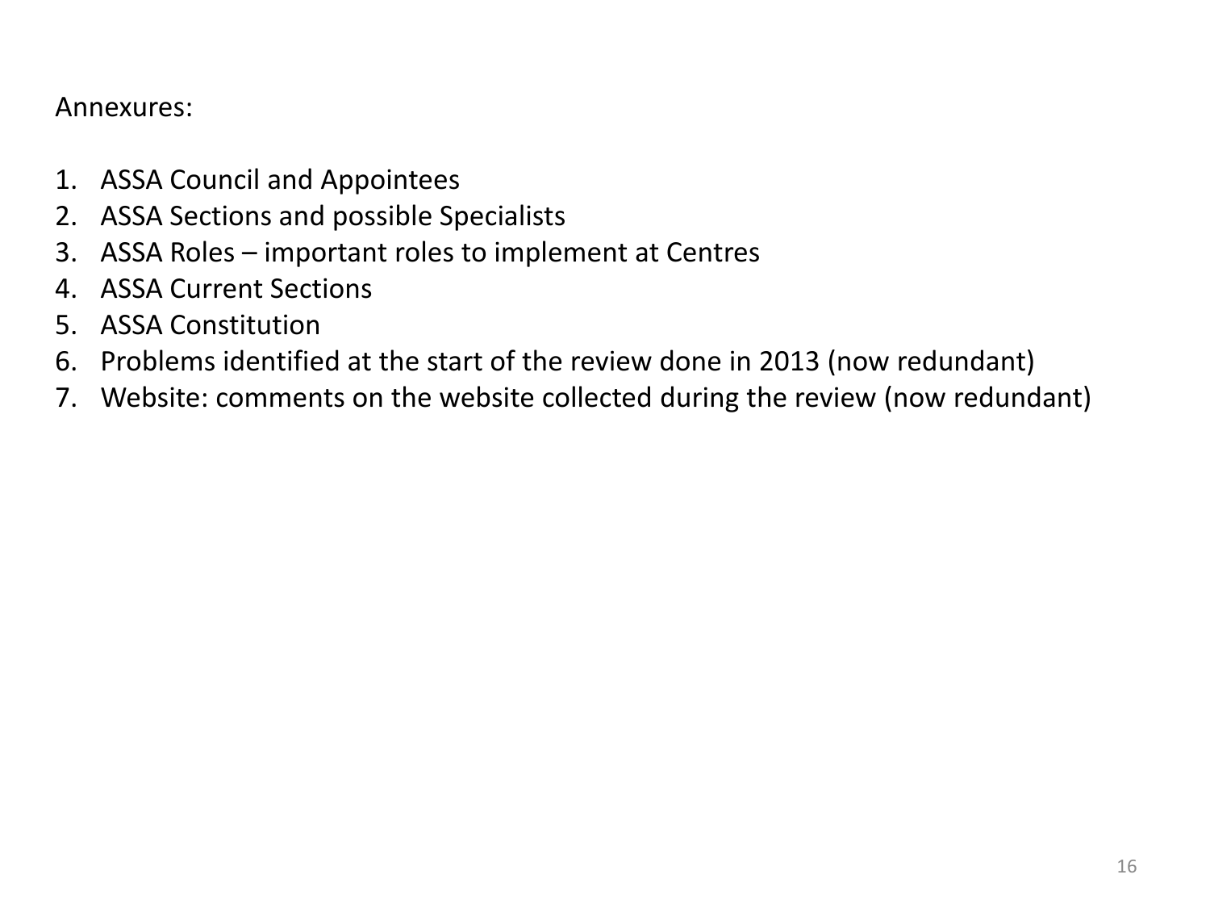Annexures:

1. ASSA Council and Appointees
2. ASSA Sections and possible Specialists
3. ASSA Roles – important roles to implement at Centres
4. ASSA Current Sections
5. ASSA Constitution
6. Problems identified at the start of the review done in 2013 (now redundant)
7. Website: comments on the website collected during the review (now redundant)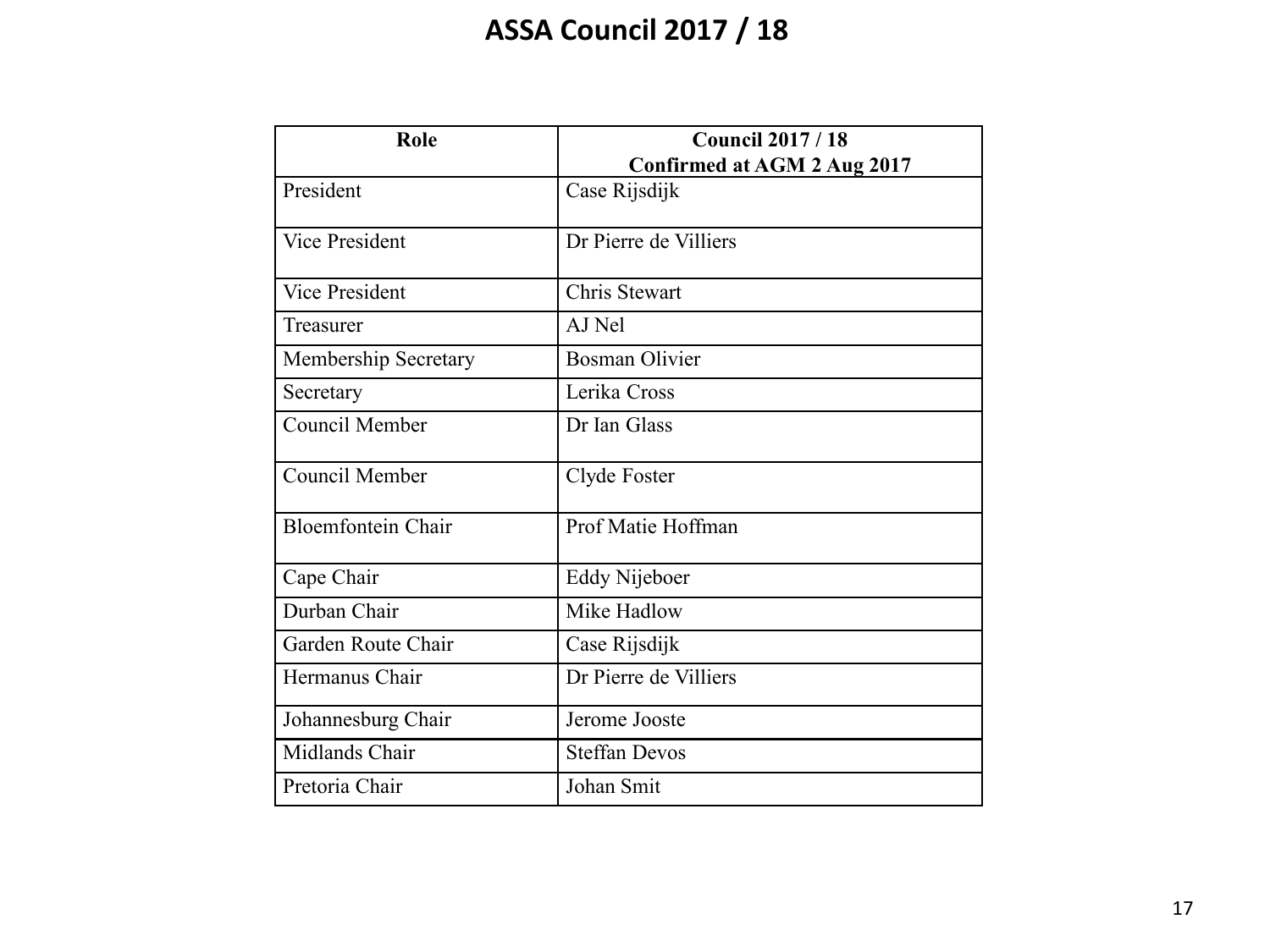# ASSA Council 2017 / 18

| Role | Council 2017 / 18<br>Confirmed at AGM 2 Aug 2017 |
|---|---|
| President | Case Rijsdijk |
| Vice President | Dr Pierre de Villiers |
| Vice President | Chris Stewart |
| Treasurer | AJ Nel |
| Membership Secretary | Bosman Olivier |
| Secretary | Lerika Cross |
| Council Member | Dr Ian Glass |
| Council Member | Clyde Foster |
| Bloemfontein Chair | Prof Matie Hoffman |
| Cape Chair | Eddy Nijeboer |
| Durban Chair | Mike Hadlow |
| Garden Route Chair | Case Rijsdijk |
| Hermanus Chair | Dr Pierre de Villiers |
| Johannesburg Chair | Jerome Jooste |
| Midlands Chair | Steffan Devos |
| Pretoria Chair | Johan Smit |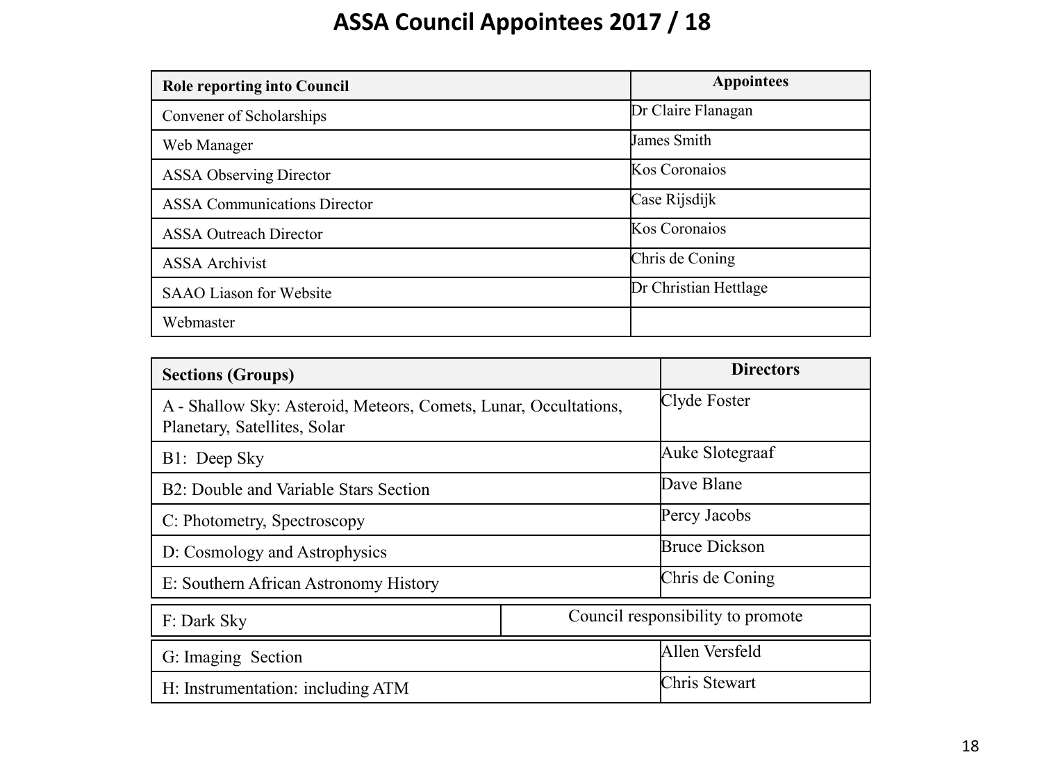# ASSA Council Appointees 2017 / 18

| Role reporting into Council | Appointees |
| --- | --- |
| Convener of Scholarships | Dr Claire Flanagan |
| Web Manager | James Smith |
| ASSA Observing Director | Kos Coronaios |
| ASSA Communications Director | Case Rijsdijk |
| ASSA Outreach Director | Kos Coronaios |
| ASSA Archivist | Chris de Coning |
| SAAO Liason for Website | Dr Christian Hettlage |
| Webmaster | |

| Sections (Groups) | Directors |
| --- | --- |
| A - Shallow Sky: Asteroid, Meteors, Comets, Lunar, Occultations, Planetary, Satellites, Solar | Clyde Foster |
| B1: Deep Sky | Auke Slotegraaf |
| B2: Double and Variable Stars Section | Dave Blane |
| C: Photometry, Spectroscopy | Percy Jacobs |
| D: Cosmology and Astrophysics | Bruce Dickson |
| E: Southern African Astronomy History | Chris de Coning |
| F: Dark Sky | Council responsibility to promote |
| G: Imaging Section | Allen Versfeld |
| H: Instrumentation: including ATM | Chris Stewart |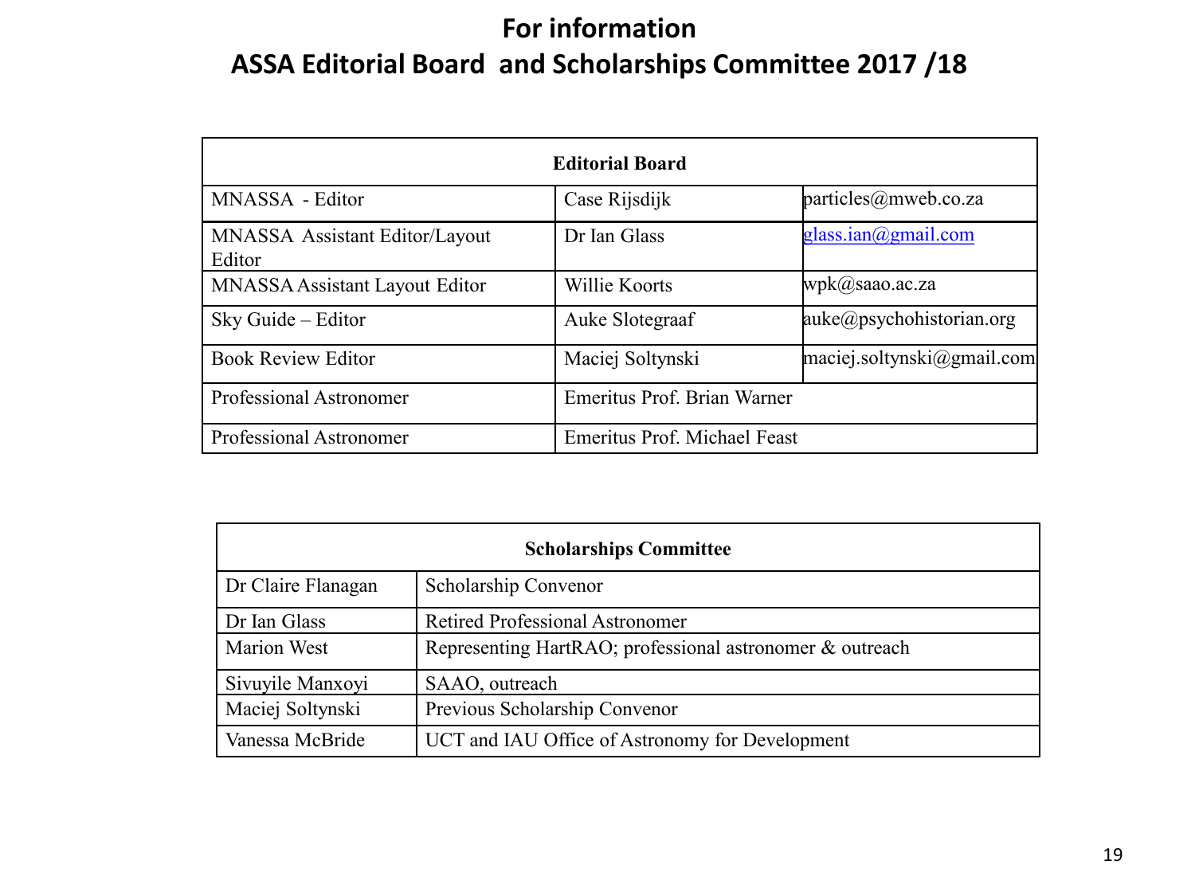# For information

## ASSA Editorial Board and Scholarships Committee 2017 /18

| Editorial Board | | |
|---|---|---|
| MNASSA - Editor | Case Rijsdijk | particles@mweb.co.za |
| MNASSA Assistant Editor/Layout Editor | Dr Ian Glass | glass.ian@gmail.com |
| MNASSA Assistant Layout Editor | Willie Koorts | wpk@saao.ac.za |
| Sky Guide – Editor | Auke Slotegraaf | auke@psychohistorian.org |
| Book Review Editor | Maciej Soltynski | maciej.soltynski@gmail.com |
| Professional Astronomer | Emeritus Prof. Brian Warner | |
| Professional Astronomer | Emeritus Prof. Michael Feast | |

| Scholarships Committee | |
|---|---|
| Dr Claire Flanagan | Scholarship Convenor |
| Dr Ian Glass | Retired Professional Astronomer |
| Marion West | Representing HartRAO; professional astronomer & outreach |
| Sivuyile Manxoyi | SAAO, outreach |
| Maciej Soltynski | Previous Scholarship Convenor |
| Vanessa McBride | UCT and IAU Office of Astronomy for Development |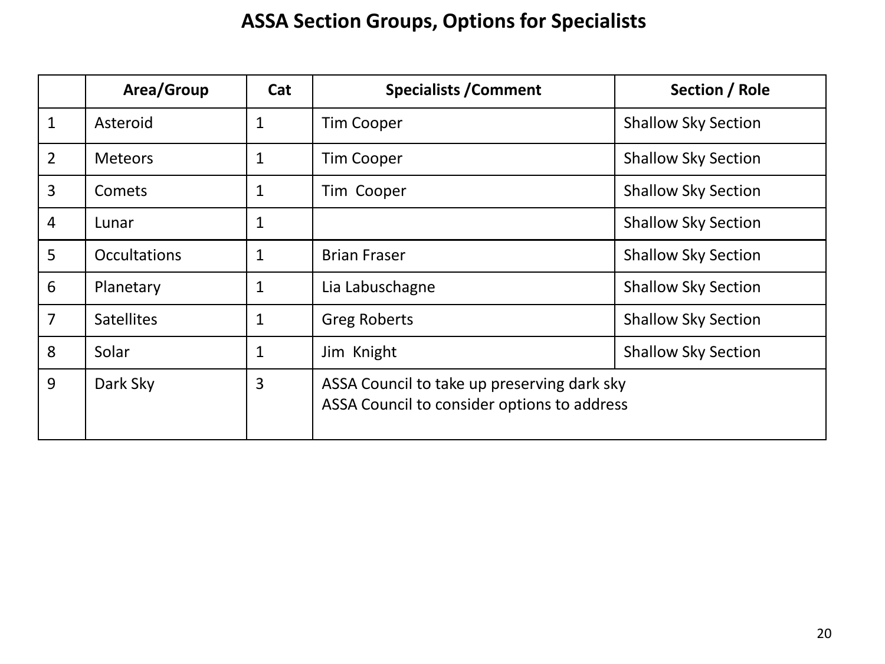# ASSA Section Groups, Options for Specialists

| | Area/Group | Cat | Specialists /Comment | Section / Role |
|---|---|---|---|---|
| 1 | Asteroid | 1 | Tim Cooper | Shallow Sky Section |
| 2 | Meteors | 1 | Tim Cooper | Shallow Sky Section |
| 3 | Comets | 1 | Tim Cooper | Shallow Sky Section |
| 4 | Lunar | 1 | | Shallow Sky Section |
| 5 | Occultations | 1 | Brian Fraser | Shallow Sky Section |
| 6 | Planetary | 1 | Lia Labuschagne | Shallow Sky Section |
| 7 | Satellites | 1 | Greg Roberts | Shallow Sky Section |
| 8 | Solar | 1 | Jim Knight | Shallow Sky Section |
| 9 | Dark Sky | 3 | ASSA Council to take up preserving dark sky<br>ASSA Council to consider options to address | |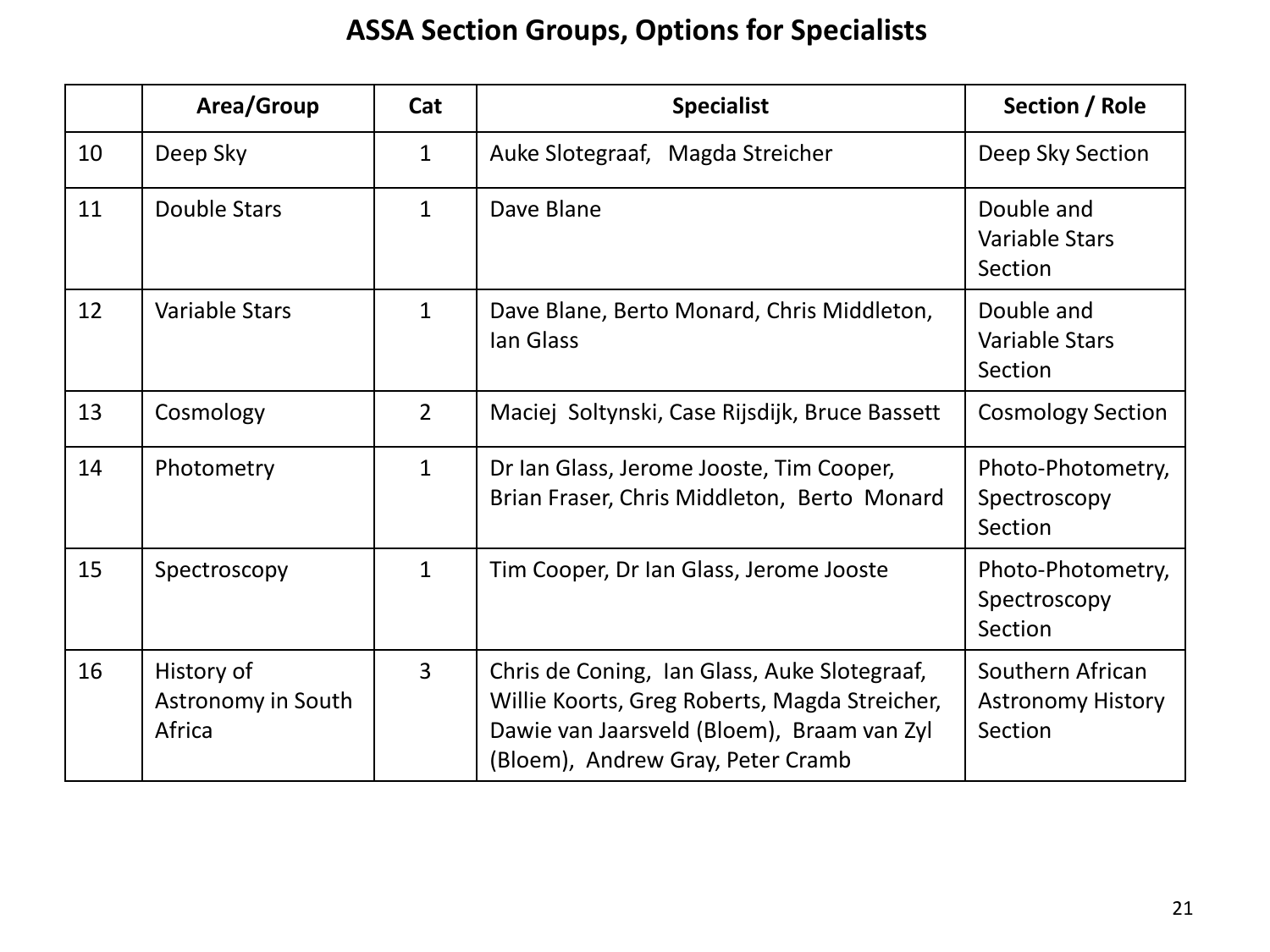# ASSA Section Groups, Options for Specialists

| | Area/Group | Cat | Specialist | Section / Role |
|---|---|---|---|---|
| 10 | Deep Sky | 1 | Auke Slotegraaf, Magda Streicher | Deep Sky Section |
| 11 | Double Stars | 1 | Dave Blane | Double and Variable Stars Section |
| 12 | Variable Stars | 1 | Dave Blane, Berto Monard, Chris Middleton, Ian Glass | Double and Variable Stars Section |
| 13 | Cosmology | 2 | Maciej Soltynski, Case Rijsdijk, Bruce Bassett | Cosmology Section |
| 14 | Photometry | 1 | Dr Ian Glass, Jerome Jooste, Tim Cooper, Brian Fraser, Chris Middleton, Berto Monard | Photo-Photometry, Spectroscopy Section |
| 15 | Spectroscopy | 1 | Tim Cooper, Dr Ian Glass, Jerome Jooste | Photo-Photometry, Spectroscopy Section |
| 16 | History of Astronomy in South Africa | 3 | Chris de Coning, Ian Glass, Auke Slotegraaf, Willie Koorts, Greg Roberts, Magda Streicher, Dawie van Jaarsveld (Bloem), Braam van Zyl (Bloem), Andrew Gray, Peter Cramb | Southern African Astronomy History Section |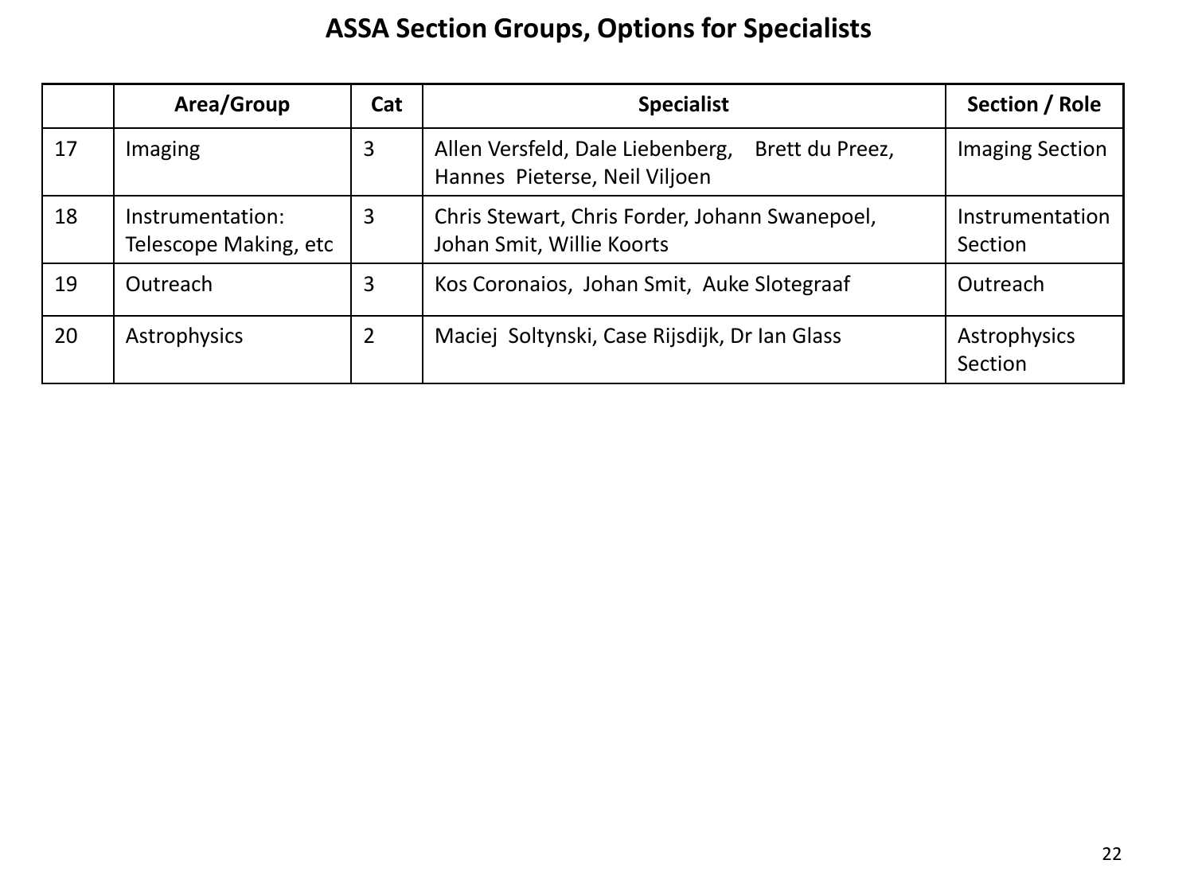# ASSA Section Groups, Options for Specialists

| | Area/Group | Cat | Specialist | Section / Role |
|---|---|---|---|---|
| 17 | Imaging | 3 | Allen Versfeld, Dale Liebenberg, Brett du Preez, Hannes Pieterse, Neil Viljoen | Imaging Section |
| 18 | Instrumentation: Telescope Making, etc | 3 | Chris Stewart, Chris Forder, Johann Swanepoel, Johan Smit, Willie Koorts | Instrumentation Section |
| 19 | Outreach | 3 | Kos Coronaios, Johan Smit, Auke Slotegraaf | Outreach |
| 20 | Astrophysics | 2 | Maciej Soltynski, Case Rijsdijk, Dr Ian Glass | Astrophysics Section |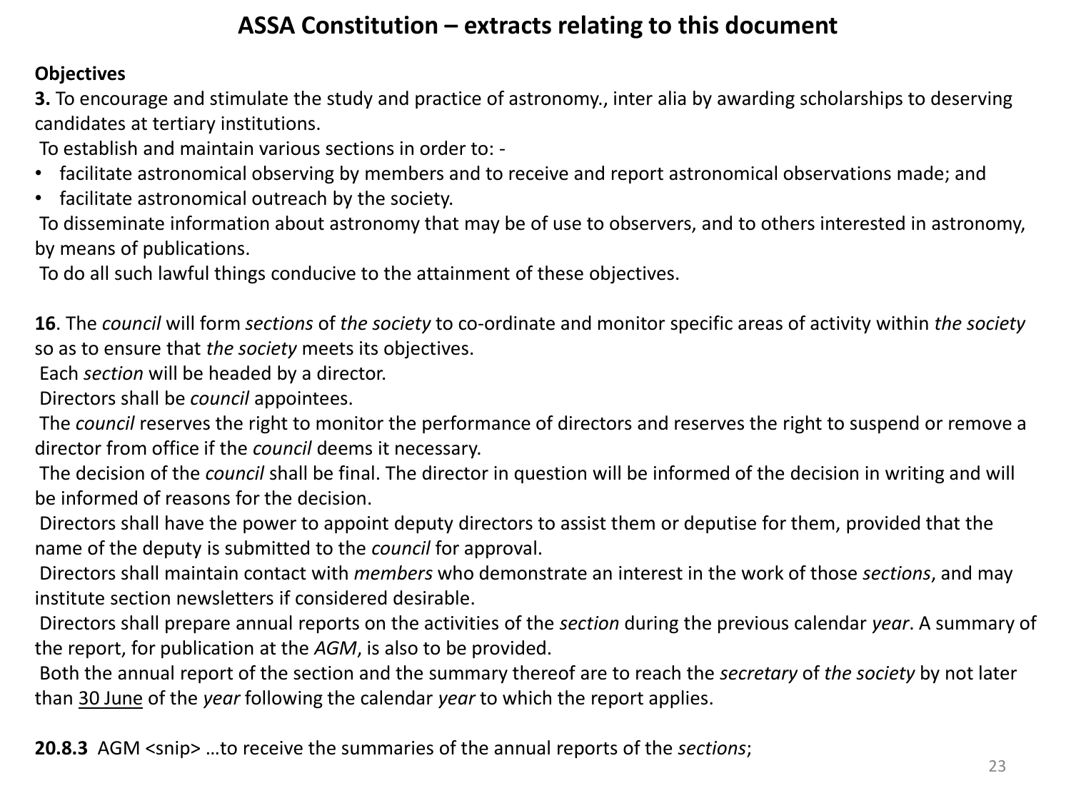# ASSA Constitution – extracts relating to this document

**Objectives**

**3.** To encourage and stimulate the study and practice of astronomy., inter alia by awarding scholarships to deserving candidates at tertiary institutions.

To establish and maintain various sections in order to: -

- facilitate astronomical observing by members and to receive and report astronomical observations made; and
- facilitate astronomical outreach by the society.

To disseminate information about astronomy that may be of use to observers, and to others interested in astronomy, by means of publications.

To do all such lawful things conducive to the attainment of these objectives.

**16**. The *council* will form *sections* of *the society* to co-ordinate and monitor specific areas of activity within *the society* so as to ensure that *the society* meets its objectives.

Each *section* will be headed by a director.

Directors shall be *council* appointees.

The *council* reserves the right to monitor the performance of directors and reserves the right to suspend or remove a director from office if the *council* deems it necessary.

The decision of the *council* shall be final. The director in question will be informed of the decision in writing and will be informed of reasons for the decision.

Directors shall have the power to appoint deputy directors to assist them or deputise for them, provided that the name of the deputy is submitted to the *council* for approval.

Directors shall maintain contact with *members* who demonstrate an interest in the work of those *sections*, and may institute section newsletters if considered desirable.

Directors shall prepare annual reports on the activities of the *section* during the previous calendar *year*. A summary of the report, for publication at the *AGM*, is also to be provided.

Both the annual report of the section and the summary thereof are to reach the *secretary* of *the society* by not later than <u>30 June</u> of the *year* following the calendar *year* to which the report applies.

**20.8.3** AGM <snip> …to receive the summaries of the annual reports of the *sections*;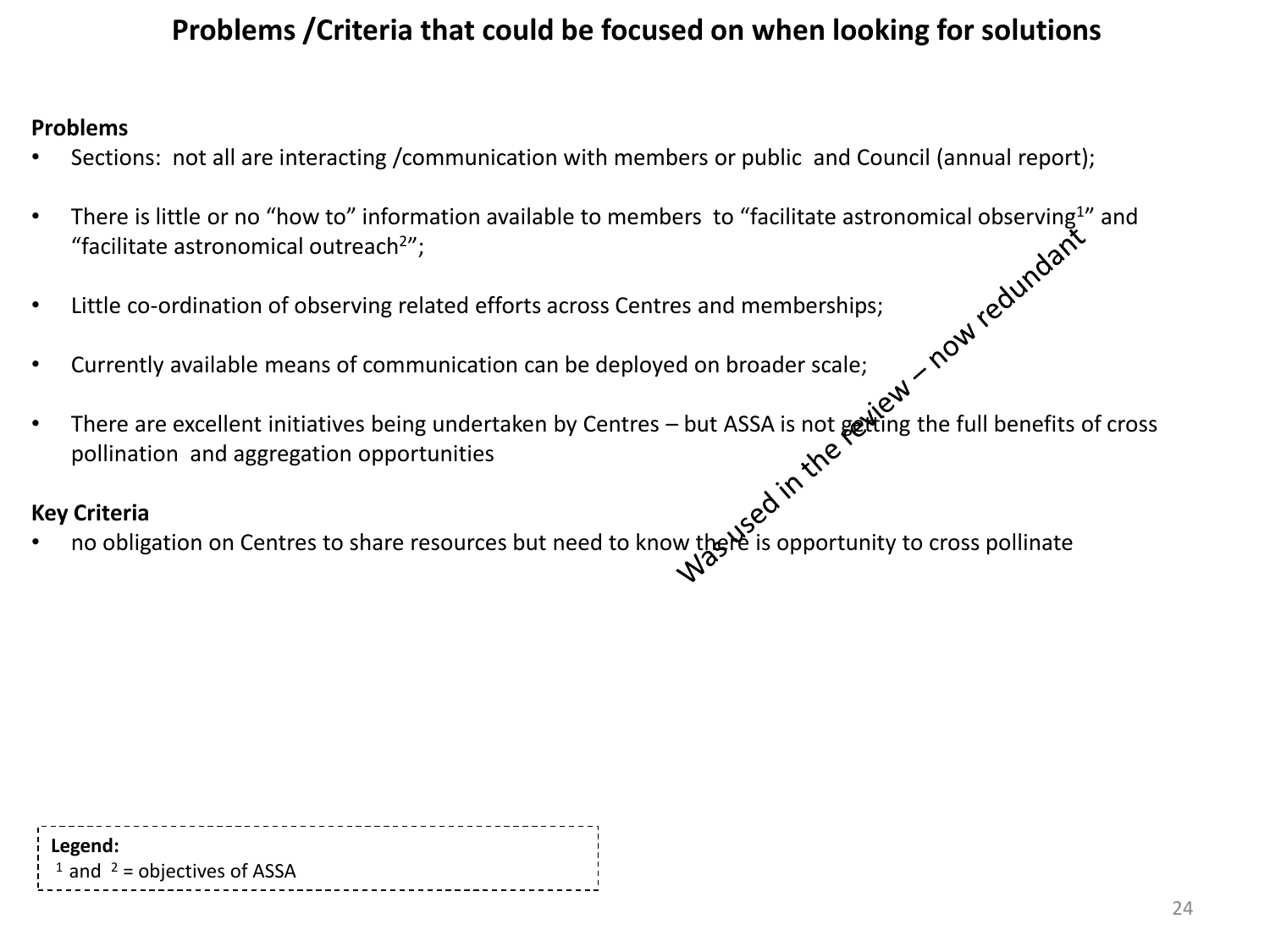# Problems /Criteria that could be focused on when looking for solutions

**Problems**

- Sections: not all are interacting /communication with members or public and Council (annual report);
- There is little or no "how to" information available to members to "facilitate astronomical observing[1]" and "facilitate astronomical outreach[2]";
- Little co-ordination of observing related efforts across Centres and memberships;
- Currently available means of communication can be deployed on broader scale;
- There are excellent initiatives being undertaken by Centres – but ASSA is not getting the full benefits of cross pollination and aggregation opportunities

**Key Criteria**

- no obligation on Centres to share resources but need to know there is opportunity to cross pollinate

Was used in the review – now redundant

**Legend:**
[1] and [2] = objectives of ASSA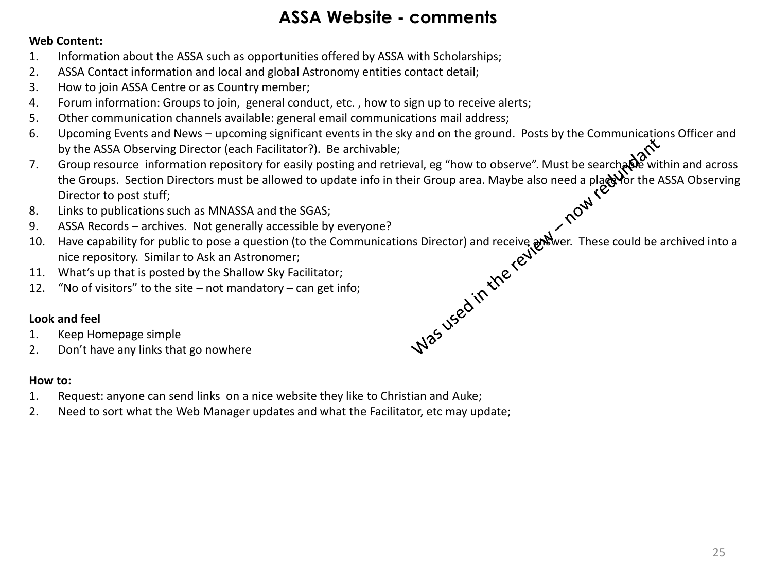# ASSA Website - comments

**Web Content:**

1. Information about the ASSA such as opportunities offered by ASSA with Scholarships;
2. ASSA Contact information and local and global Astronomy entities contact detail;
3. How to join ASSA Centre or as Country member;
4. Forum information: Groups to join, general conduct, etc. , how to sign up to receive alerts;
5. Other communication channels available: general email communications mail address;
6. Upcoming Events and News – upcoming significant events in the sky and on the ground. Posts by the Communications Officer and by the ASSA Observing Director (each Facilitator?). Be archivable;
7. Group resource information repository for easily posting and retrieval, eg "how to observe". Must be searchable within and across the Groups. Section Directors must be allowed to update info in their Group area. Maybe also need a place for the ASSA Observing Director to post stuff;
8. Links to publications such as MNASSA and the SGAS;
9. ASSA Records – archives. Not generally accessible by everyone?
10. Have capability for public to pose a question (to the Communications Director) and receive answer. These could be archived into a nice repository. Similar to Ask an Astronomer;
11. What's up that is posted by the Shallow Sky Facilitator;
12. "No of visitors" to the site – not mandatory – can get info;

**Look and feel**

1. Keep Homepage simple
2. Don't have any links that go nowhere

**How to:**

1. Request: anyone can send links on a nice website they like to Christian and Auke;
2. Need to sort what the Web Manager updates and what the Facilitator, etc may update;

Was used in the review – now redundant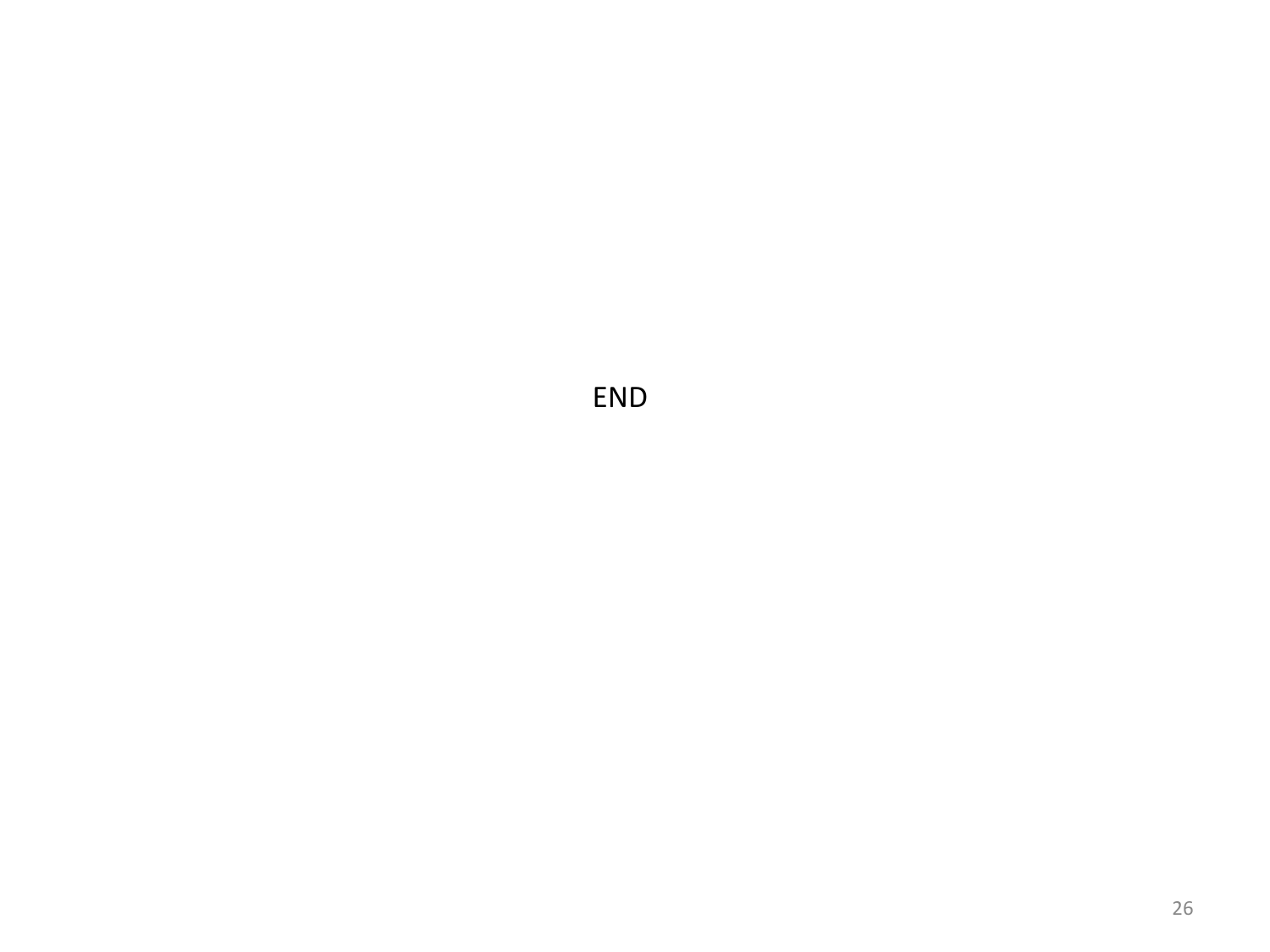END